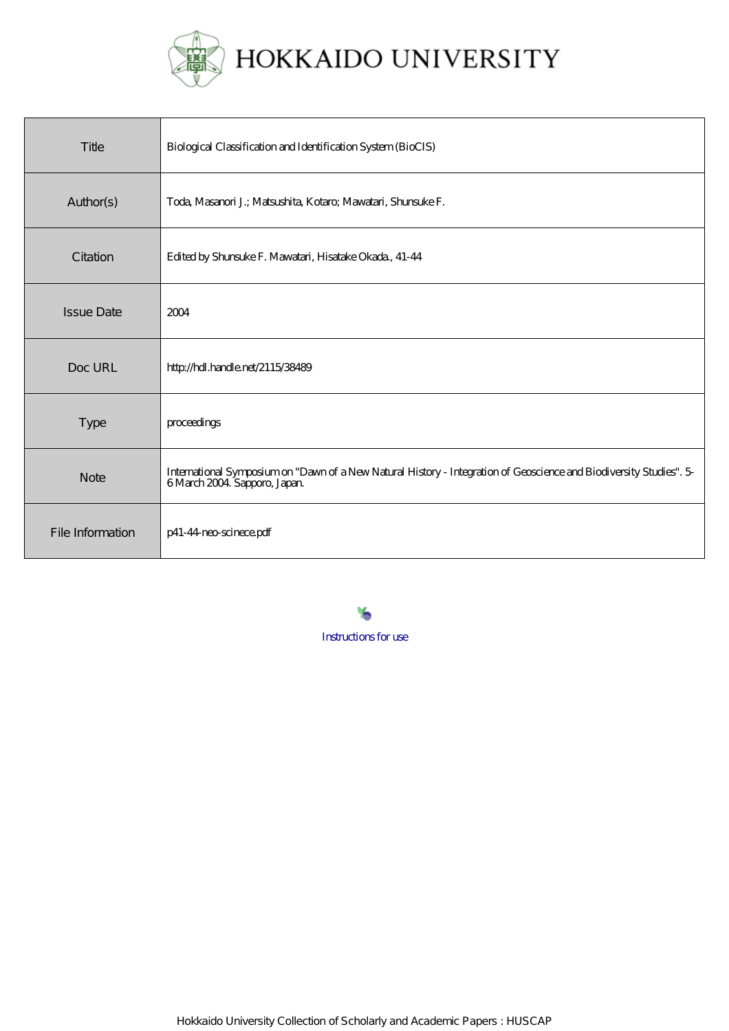# HOKKAIDO UNIVERSITY

| | |
|---|---|
| Title | Biological Classification and Identification System (BioCIS) |
| Author(s) | Toda, Masanori J.; Matsushita, Kotaro; Mawatari, Shunsuke F. |
| Citation | Edited by Shunsuke F. Mawatari, Hisatake Okada., 41-44 |
| Issue Date | 2004 |
| Doc URL | http://hdl.handle.net/2115/38489 |
| Type | proceedings |
| Note | International Symposium on "Dawn of a New Natural History - Integration of Geoscience and Biodiversity Studies". 5-6 March 2004. Sapporo, Japan. |
| File Information | p41-44-neo-scinece.pdf |

Instructions for use

Hokkaido University Collection of Scholarly and Academic Papers : HUSCAP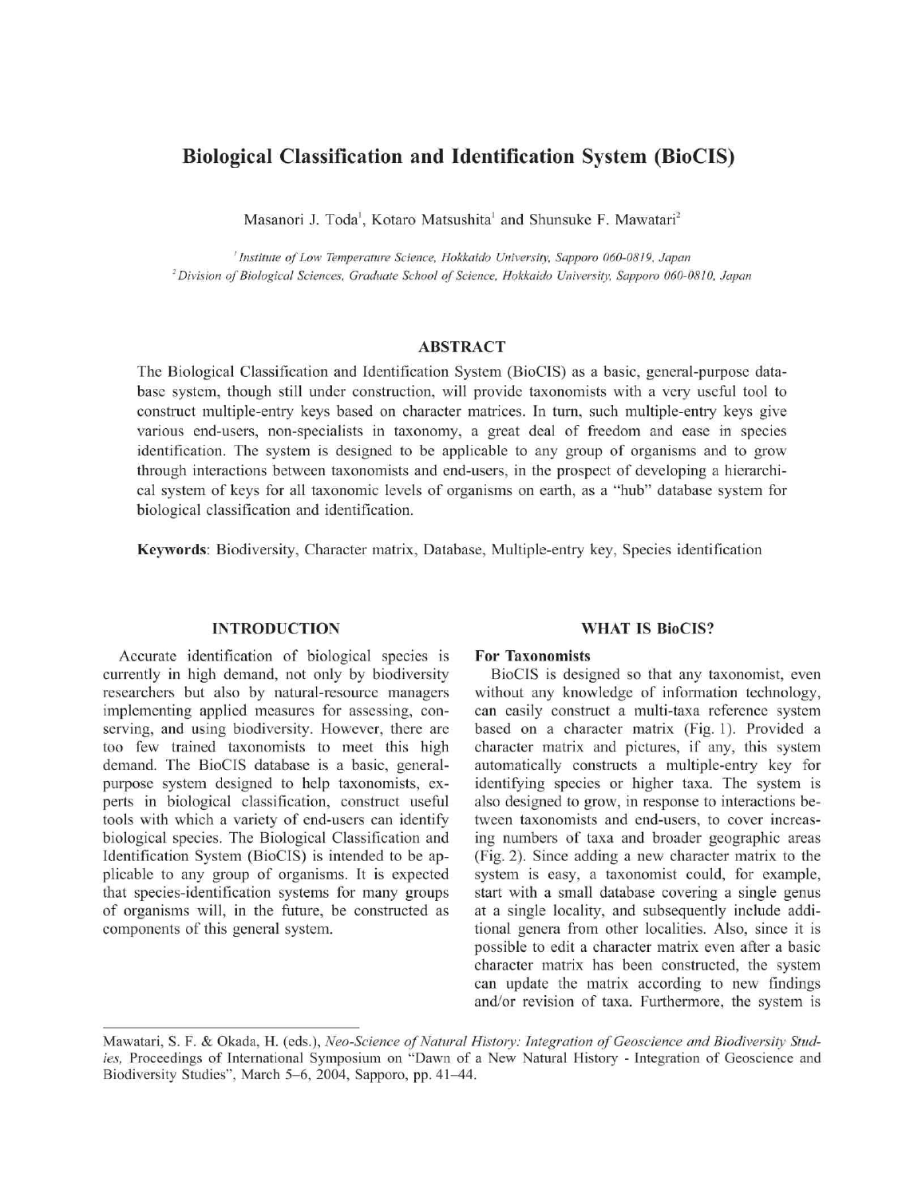# Biological Classification and Identification System (BioCIS)

Masanori J. Toda[1], Kotaro Matsushita[1] and Shunsuke F. Mawatari[2]

[1] *Institute of Low Temperature Science, Hokkaido University, Sapporo 060-0819, Japan*
[2] *Division of Biological Sciences, Graduate School of Science, Hokkaido University, Sapporo 060-0810, Japan*

## ABSTRACT

The Biological Classification and Identification System (BioCIS) as a basic, general-purpose database system, though still under construction, will provide taxonomists with a very useful tool to construct multiple-entry keys based on character matrices. In turn, such multiple-entry keys give various end-users, non-specialists in taxonomy, a great deal of freedom and ease in species identification. The system is designed to be applicable to any group of organisms and to grow through interactions between taxonomists and end-users, in the prospect of developing a hierarchical system of keys for all taxonomic levels of organisms on earth, as a "hub" database system for biological classification and identification.

**Keywords**: Biodiversity, Character matrix, Database, Multiple-entry key, Species identification

## INTRODUCTION

Accurate identification of biological species is currently in high demand, not only by biodiversity researchers but also by natural-resource managers implementing applied measures for assessing, conserving, and using biodiversity. However, there are too few trained taxonomists to meet this high demand. The BioCIS database is a basic, general-purpose system designed to help taxonomists, experts in biological classification, construct useful tools with which a variety of end-users can identify biological species. The Biological Classification and Identification System (BioCIS) is intended to be applicable to any group of organisms. It is expected that species-identification systems for many groups of organisms will, in the future, be constructed as components of this general system.

## WHAT IS BioCIS?

### For Taxonomists

BioCIS is designed so that any taxonomist, even without any knowledge of information technology, can easily construct a multi-taxa reference system based on a character matrix (Fig. 1). Provided a character matrix and pictures, if any, this system automatically constructs a multiple-entry key for identifying species or higher taxa. The system is also designed to grow, in response to interactions between taxonomists and end-users, to cover increasing numbers of taxa and broader geographic areas (Fig. 2). Since adding a new character matrix to the system is easy, a taxonomist could, for example, start with a small database covering a single genus at a single locality, and subsequently include additional genera from other localities. Also, since it is possible to edit a character matrix even after a basic character matrix has been constructed, the system can update the matrix according to new findings and/or revision of taxa. Furthermore, the system is

Mawatari, S. F. & Okada, H. (eds.), *Neo-Science of Natural History: Integration of Geoscience and Biodiversity Studies*, Proceedings of International Symposium on "Dawn of a New Natural History - Integration of Geoscience and Biodiversity Studies", March 5–6, 2004, Sapporo, pp. 41–44.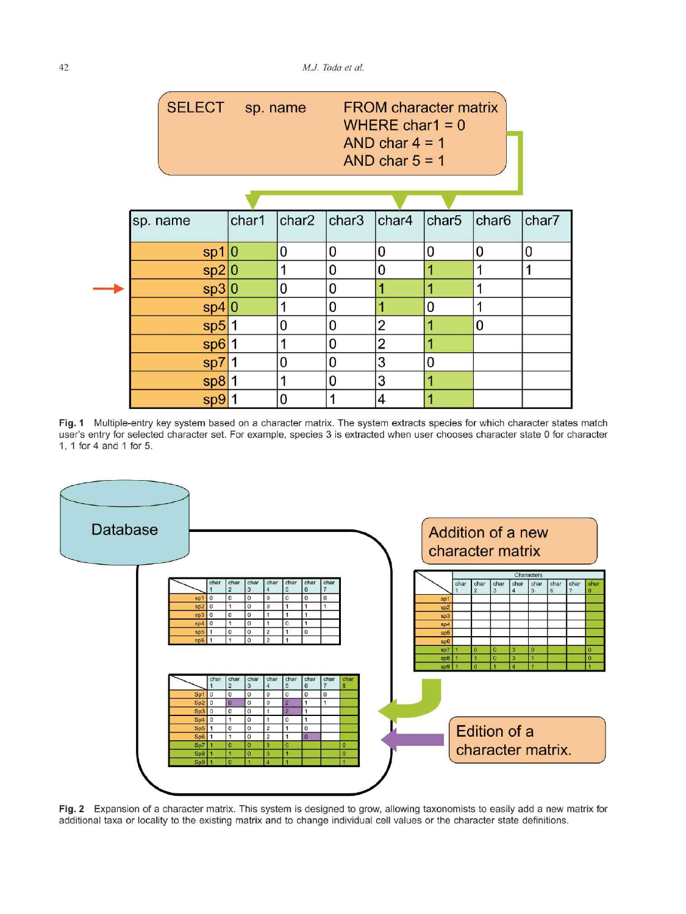```
SELECT    sp. name    FROM character matrix
                      WHERE char1 = 0
                      AND char 4 = 1
                      AND char 5 = 1
```

| sp. name | char1 | char2 | char3 | char4 | char5 | char6 | char7 |
|---|---|---|---|---|---|---|---|
| sp1 | 0 | 0 | 0 | 0 | 0 | 0 | 0 |
| sp2 | 0 | 1 | 0 | 0 | 1 | 1 | 1 |
| sp3 | 0 | 0 | 0 | 1 | 1 | 1 | |
| sp4 | 0 | 1 | 0 | 1 | 0 | 1 | |
| sp5 | 1 | 0 | 0 | 2 | 1 | 0 | |
| sp6 | 1 | 1 | 0 | 2 | 1 | | |
| sp7 | 1 | 0 | 0 | 3 | 0 | | |
| sp8 | 1 | 1 | 0 | 3 | 1 | | |
| sp9 | 1 | 0 | 1 | 4 | 1 | | |

**Fig. 1** Multiple-entry key system based on a character matrix. The system extracts species for which character states match user's entry for selected character set. For example, species 3 is extracted when user chooses character state 0 for character 1, 1 for 4 and 1 for 5.

Database

Addition of a new character matrix

Edition of a character matrix.

**Fig. 2** Expansion of a character matrix. This system is designed to grow, allowing taxonomists to easily add a new matrix for additional taxa or locality to the existing matrix and to change individual cell values or the character state definitions.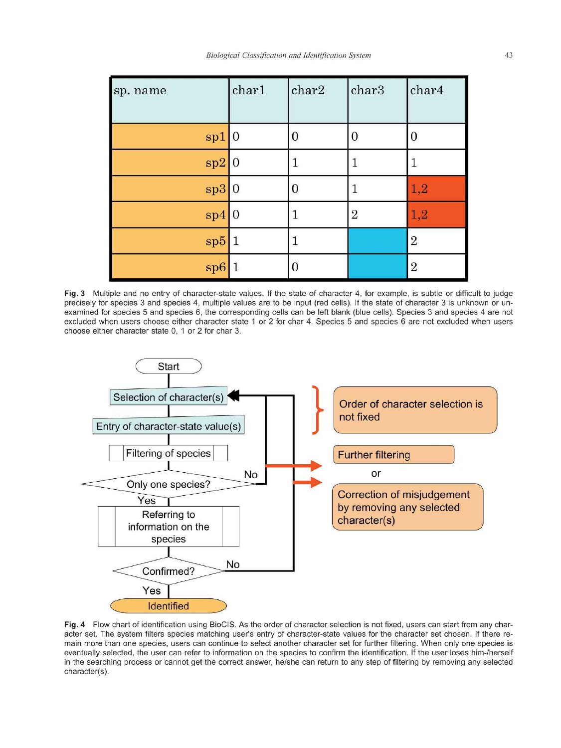| sp. name | char1 | char2 | char3 | char4 |
|---|---|---|---|---|
| sp1 | 0 | 0 | 0 | 0 |
| sp2 | 0 | 1 | 1 | 1 |
| sp3 | 0 | 0 | 1 | 1,2 |
| sp4 | 0 | 1 | 2 | 1,2 |
| sp5 | 1 | 1 | | 2 |
| sp6 | 1 | 0 | | 2 |

**Fig. 3** Multiple and no entry of character-state values. If the state of character 4, for example, is subtle or difficult to judge precisely for species 3 and species 4, multiple values are to be input (red cells). If the state of character 3 is unknown or unexamined for species 5 and species 6, the corresponding cells can be left blank (blue cells). Species 3 and species 4 are not excluded when users choose either character state 1 or 2 for char 4. Species 5 and species 6 are not excluded when users choose either character state 0, 1 or 2 for char 3.

Start → Selection of character(s) → Entry of character-state value(s) → Filtering of species → Only one species?

- No → return to Selection of character(s)
- Yes → Referring to information on the species → Confirmed?
  - No → return to Selection of character(s)
  - Yes → Identified

Order of character selection is not fixed

Further filtering

or

Correction of misjudgement by removing any selected character(s)

**Fig. 4** Flow chart of identification using BioCIS. As the order of character selection is not fixed, users can start from any character set. The system filters species matching user's entry of character-state values for the character set chosen. If there remain more than one species, users can continue to select another character set for further filtering. When only one species is eventually selected, the user can refer to information on the species to confirm the identification. If the user loses him-/herself in the searching process or cannot get the correct answer, he/she can return to any step of filtering by removing any selected character(s).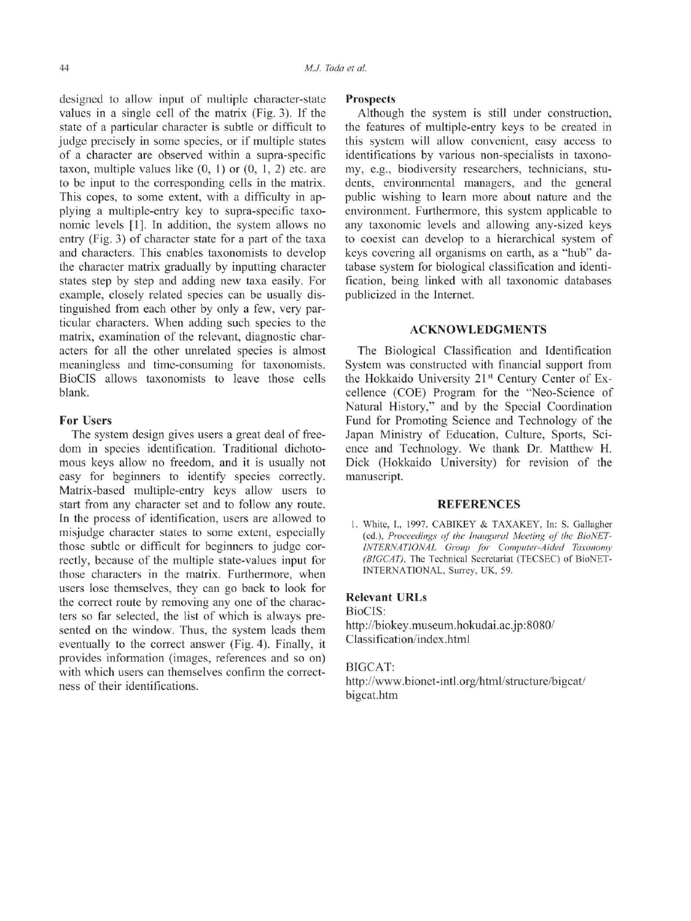designed to allow input of multiple character-state values in a single cell of the matrix (Fig. 3). If the state of a particular character is subtle or difficult to judge precisely in some species, or if multiple states of a character are observed within a supra-specific taxon, multiple values like (0, 1) or (0, 1, 2) etc. are to be input to the corresponding cells in the matrix. This copes, to some extent, with a difficulty in applying a multiple-entry key to supra-specific taxonomic levels [1]. In addition, the system allows no entry (Fig. 3) of character state for a part of the taxa and characters. This enables taxonomists to develop the character matrix gradually by inputting character states step by step and adding new taxa easily. For example, closely related species can be usually distinguished from each other by only a few, very particular characters. When adding such species to the matrix, examination of the relevant, diagnostic characters for all the other unrelated species is almost meaningless and time-consuming for taxonomists. BioCIS allows taxonomists to leave those cells blank.

### For Users

The system design gives users a great deal of freedom in species identification. Traditional dichotomous keys allow no freedom, and it is usually not easy for beginners to identify species correctly. Matrix-based multiple-entry keys allow users to start from any character set and to follow any route. In the process of identification, users are allowed to misjudge character states to some extent, especially those subtle or difficult for beginners to judge correctly, because of the multiple state-values input for those characters in the matrix. Furthermore, when users lose themselves, they can go back to look for the correct route by removing any one of the characters so far selected, the list of which is always presented on the window. Thus, the system leads them eventually to the correct answer (Fig. 4). Finally, it provides information (images, references and so on) with which users can themselves confirm the correctness of their identifications.

### Prospects

Although the system is still under construction, the features of multiple-entry keys to be created in this system will allow convenient, easy access to identifications by various non-specialists in taxonomy, e.g., biodiversity researchers, technicians, students, environmental managers, and the general public wishing to learn more about nature and the environment. Furthermore, this system applicable to any taxonomic levels and allowing any-sized keys to coexist can develop to a hierarchical system of keys covering all organisms on earth, as a "hub" database system for biological classification and identification, being linked with all taxonomic databases publicized in the Internet.

## ACKNOWLEDGMENTS

The Biological Classification and Identification System was constructed with financial support from the Hokkaido University 21st Century Center of Excellence (COE) Program for the "Neo-Science of Natural History," and by the Special Coordination Fund for Promoting Science and Technology of the Japan Ministry of Education, Culture, Sports, Science and Technology. We thank Dr. Matthew H. Dick (Hokkaido University) for revision of the manuscript.

## REFERENCES

1. White, I., 1997. CABIKEY & TAXAKEY, In: S. Gallagher (ed.), *Proceedings of the Inaugural Meeting of the BioNET-INTERNATIONAL Group for Computer-Aided Taxonomy (BIGCAT)*, The Technical Secretariat (TECSEC) of BioNET-INTERNATIONAL, Surrey, UK, 59.

### Relevant URLs

BioCIS:
http://biokey.museum.hokudai.ac.jp:8080/Classification/index.html

BIGCAT:
http://www.bionet-intl.org/html/structure/bigcat/bigcat.htm